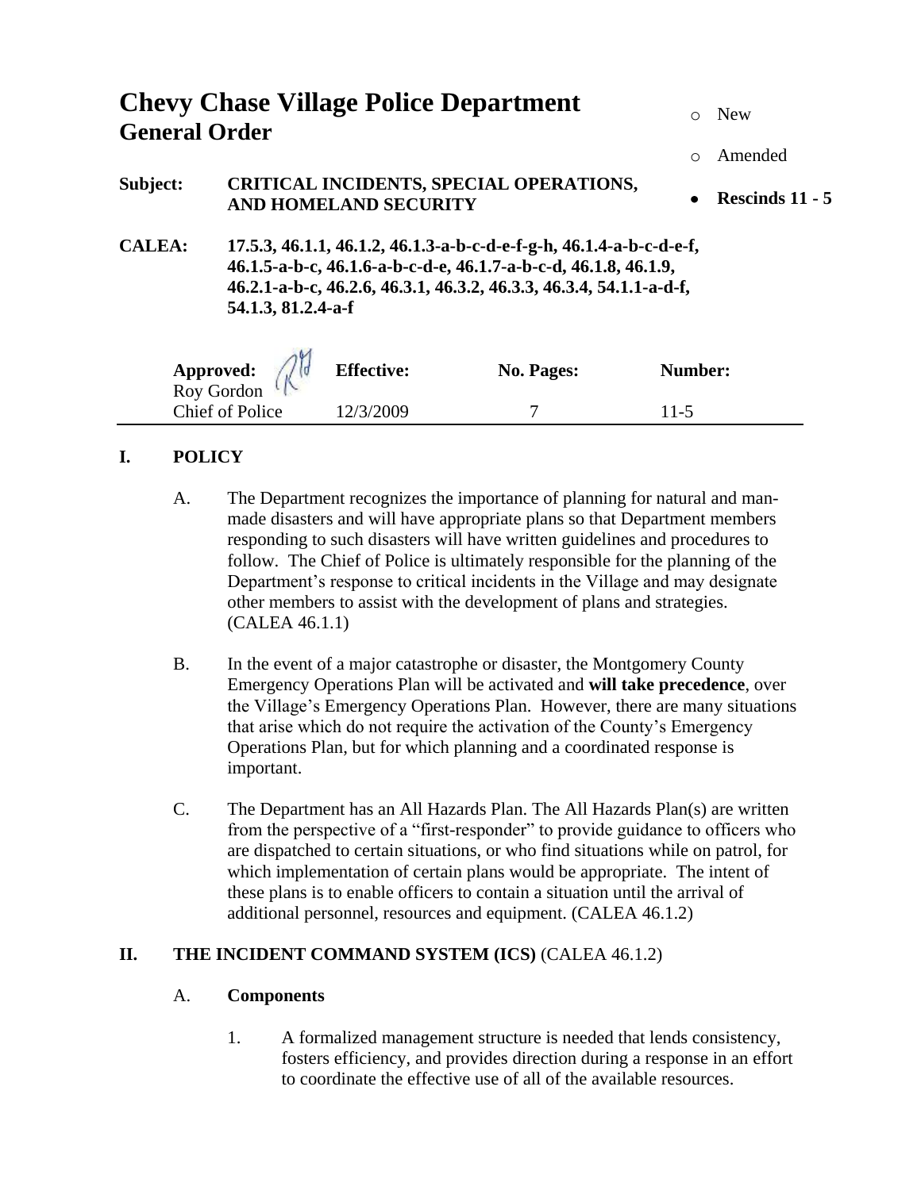# Chevy Chase Village Police Department
## General Order

- ○ New
- ○ Amended
- ● **Rescinds 11 - 5**

**Subject:** **CRITICAL INCIDENTS, SPECIAL OPERATIONS, AND HOMELAND SECURITY**

**CALEA:** **17.5.3, 46.1.1, 46.1.2, 46.1.3-a-b-c-d-e-f-g-h, 46.1.4-a-b-c-d-e-f, 46.1.5-a-b-c, 46.1.6-a-b-c-d-e, 46.1.7-a-b-c-d, 46.1.8, 46.1.9, 46.2.1-a-b-c, 46.2.6, 46.3.1, 46.3.2, 46.3.3, 46.3.4, 54.1.1-a-d-f, 54.1.3, 81.2.4-a-f**

| **Approved:** | **Effective:** | **No. Pages:** | **Number:** |
|---|---|---|---|
| Roy Gordon<br>Chief of Police | 12/3/2009 | 7 | 11-5 |

## I. POLICY

A. The Department recognizes the importance of planning for natural and man-made disasters and will have appropriate plans so that Department members responding to such disasters will have written guidelines and procedures to follow. The Chief of Police is ultimately responsible for the planning of the Department's response to critical incidents in the Village and may designate other members to assist with the development of plans and strategies. (CALEA 46.1.1)

B. In the event of a major catastrophe or disaster, the Montgomery County Emergency Operations Plan will be activated and **will take precedence**, over the Village's Emergency Operations Plan. However, there are many situations that arise which do not require the activation of the County's Emergency Operations Plan, but for which planning and a coordinated response is important.

C. The Department has an All Hazards Plan. The All Hazards Plan(s) are written from the perspective of a "first-responder" to provide guidance to officers who are dispatched to certain situations, or who find situations while on patrol, for which implementation of certain plans would be appropriate. The intent of these plans is to enable officers to contain a situation until the arrival of additional personnel, resources and equipment. (CALEA 46.1.2)

## II. THE INCIDENT COMMAND SYSTEM (ICS) (CALEA 46.1.2)

### A. Components

1. A formalized management structure is needed that lends consistency, fosters efficiency, and provides direction during a response in an effort to coordinate the effective use of all of the available resources.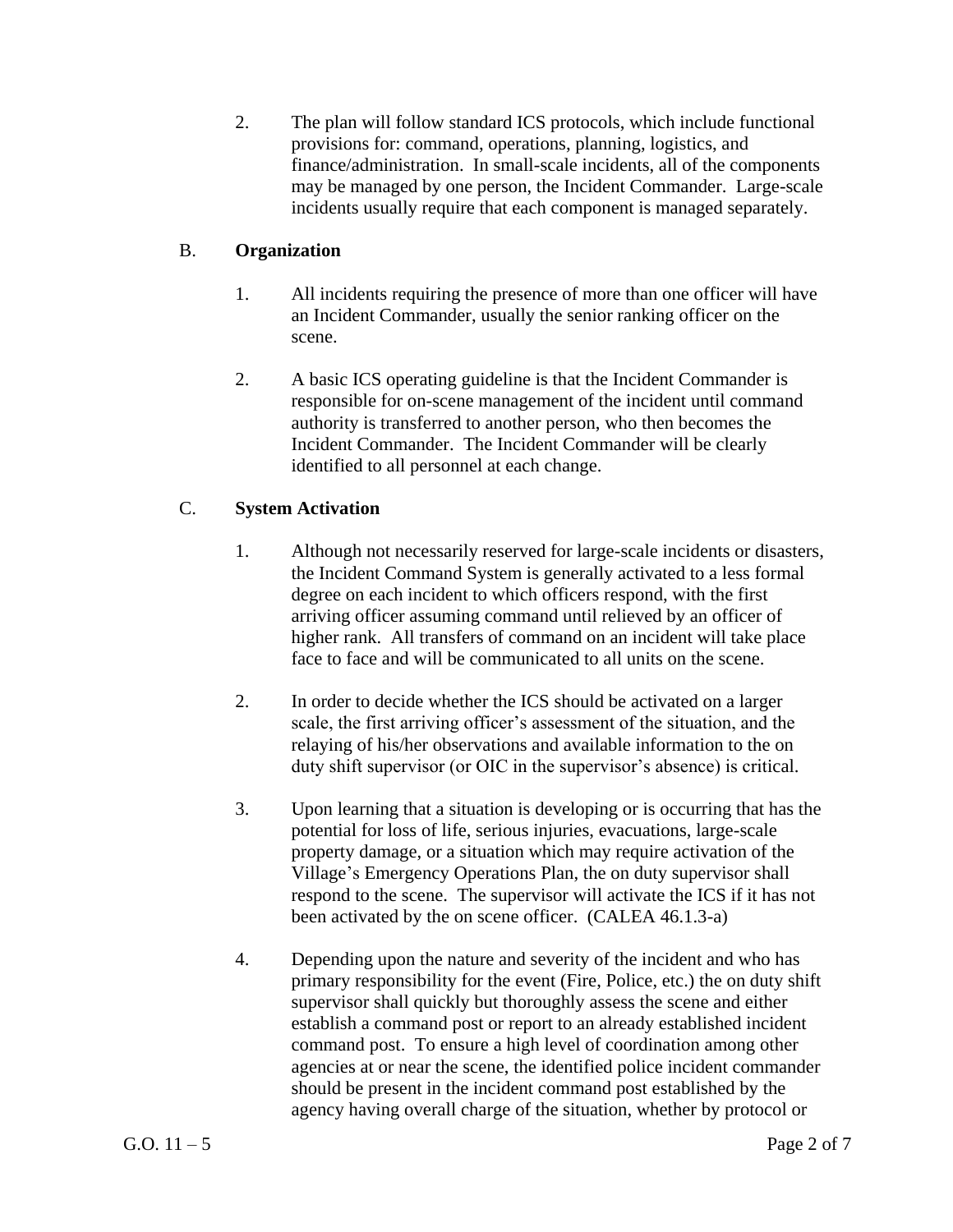2. The plan will follow standard ICS protocols, which include functional provisions for: command, operations, planning, logistics, and finance/administration. In small-scale incidents, all of the components may be managed by one person, the Incident Commander. Large-scale incidents usually require that each component is managed separately.

B. **Organization**

1. All incidents requiring the presence of more than one officer will have an Incident Commander, usually the senior ranking officer on the scene.

2. A basic ICS operating guideline is that the Incident Commander is responsible for on-scene management of the incident until command authority is transferred to another person, who then becomes the Incident Commander. The Incident Commander will be clearly identified to all personnel at each change.

C. **System Activation**

1. Although not necessarily reserved for large-scale incidents or disasters, the Incident Command System is generally activated to a less formal degree on each incident to which officers respond, with the first arriving officer assuming command until relieved by an officer of higher rank. All transfers of command on an incident will take place face to face and will be communicated to all units on the scene.

2. In order to decide whether the ICS should be activated on a larger scale, the first arriving officer's assessment of the situation, and the relaying of his/her observations and available information to the on duty shift supervisor (or OIC in the supervisor's absence) is critical.

3. Upon learning that a situation is developing or is occurring that has the potential for loss of life, serious injuries, evacuations, large-scale property damage, or a situation which may require activation of the Village's Emergency Operations Plan, the on duty supervisor shall respond to the scene. The supervisor will activate the ICS if it has not been activated by the on scene officer. (CALEA 46.1.3-a)

4. Depending upon the nature and severity of the incident and who has primary responsibility for the event (Fire, Police, etc.) the on duty shift supervisor shall quickly but thoroughly assess the scene and either establish a command post or report to an already established incident command post. To ensure a high level of coordination among other agencies at or near the scene, the identified police incident commander should be present in the incident command post established by the agency having overall charge of the situation, whether by protocol or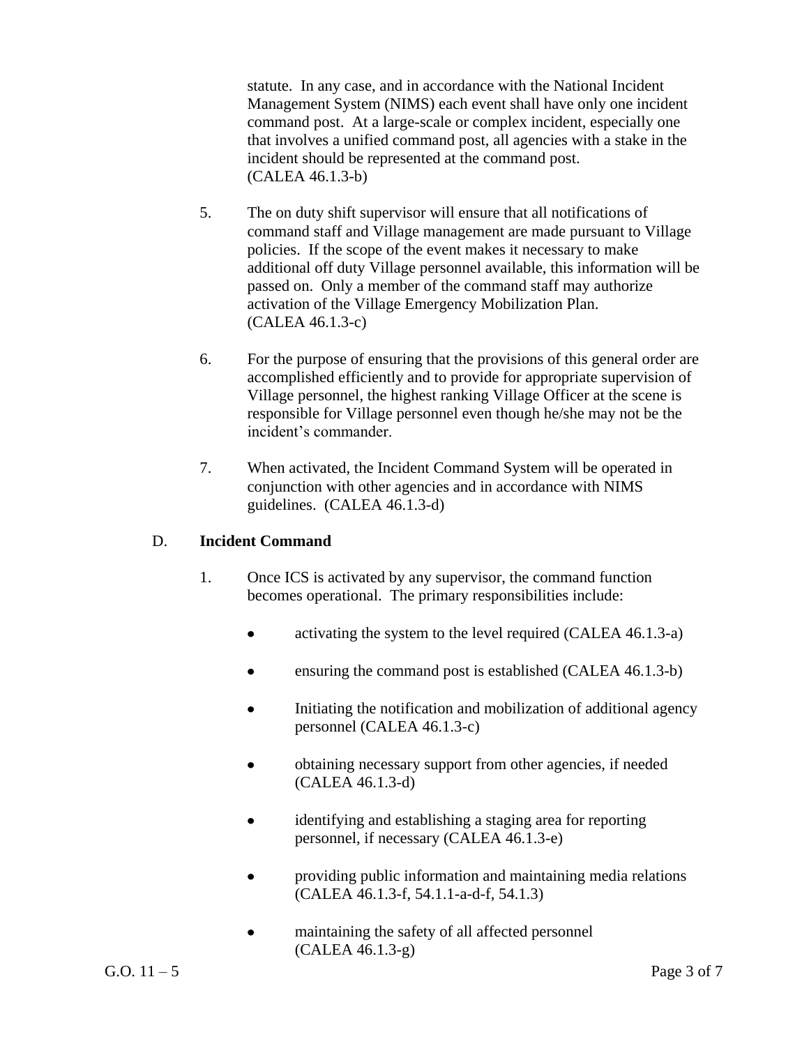statute. In any case, and in accordance with the National Incident Management System (NIMS) each event shall have only one incident command post. At a large-scale or complex incident, especially one that involves a unified command post, all agencies with a stake in the incident should be represented at the command post. (CALEA 46.1.3-b)

5. The on duty shift supervisor will ensure that all notifications of command staff and Village management are made pursuant to Village policies. If the scope of the event makes it necessary to make additional off duty Village personnel available, this information will be passed on. Only a member of the command staff may authorize activation of the Village Emergency Mobilization Plan. (CALEA 46.1.3-c)

6. For the purpose of ensuring that the provisions of this general order are accomplished efficiently and to provide for appropriate supervision of Village personnel, the highest ranking Village Officer at the scene is responsible for Village personnel even though he/she may not be the incident's commander.

7. When activated, the Incident Command System will be operated in conjunction with other agencies and in accordance with NIMS guidelines. (CALEA 46.1.3-d)

D. **Incident Command**

1. Once ICS is activated by any supervisor, the command function becomes operational. The primary responsibilities include:

   - activating the system to the level required (CALEA 46.1.3-a)
   - ensuring the command post is established (CALEA 46.1.3-b)
   - Initiating the notification and mobilization of additional agency personnel (CALEA 46.1.3-c)
   - obtaining necessary support from other agencies, if needed (CALEA 46.1.3-d)
   - identifying and establishing a staging area for reporting personnel, if necessary (CALEA 46.1.3-e)
   - providing public information and maintaining media relations (CALEA 46.1.3-f, 54.1.1-a-d-f, 54.1.3)
   - maintaining the safety of all affected personnel (CALEA 46.1.3-g)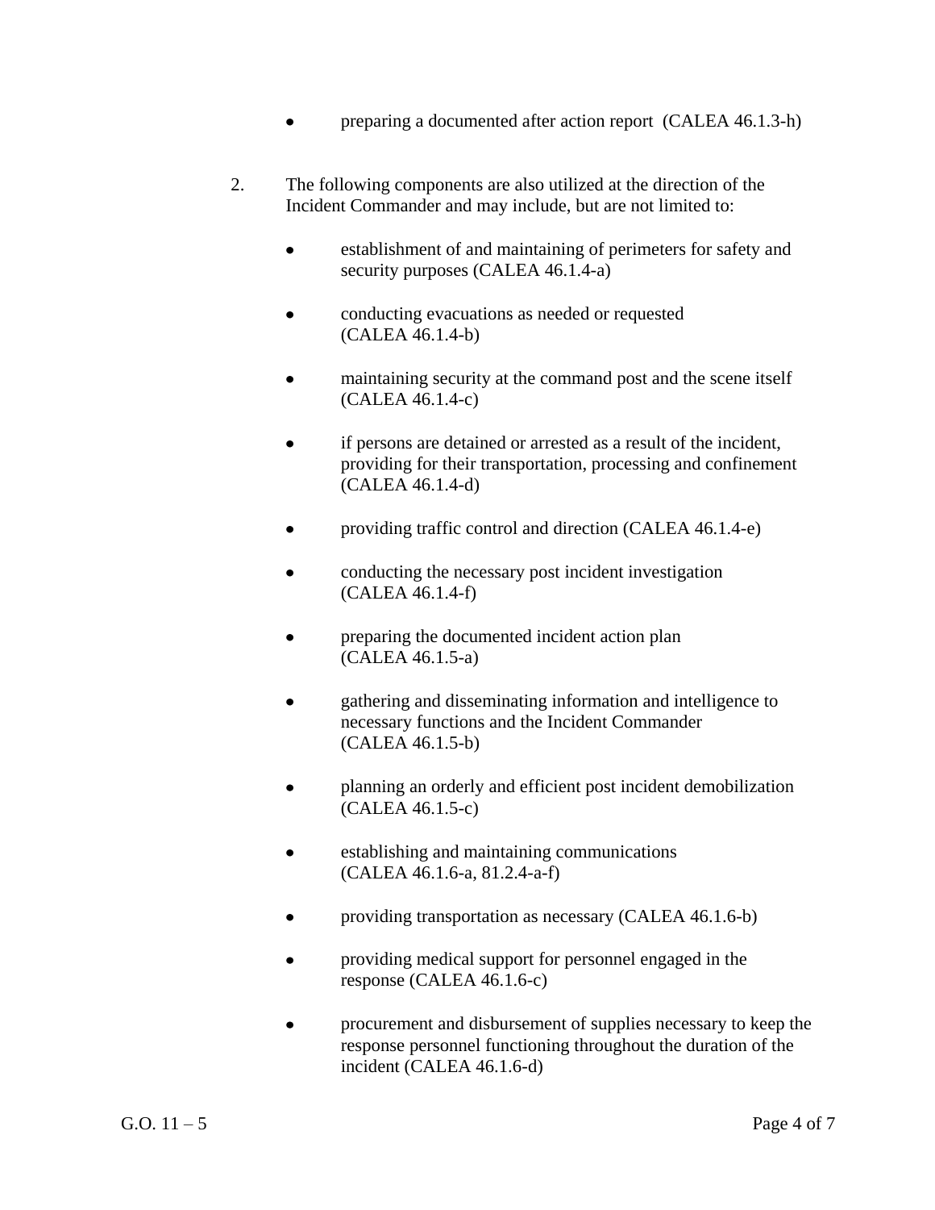- preparing a documented after action report (CALEA 46.1.3-h)

2. The following components are also utilized at the direction of the Incident Commander and may include, but are not limited to:

   - establishment of and maintaining of perimeters for safety and security purposes (CALEA 46.1.4-a)

   - conducting evacuations as needed or requested (CALEA 46.1.4-b)

   - maintaining security at the command post and the scene itself (CALEA 46.1.4-c)

   - if persons are detained or arrested as a result of the incident, providing for their transportation, processing and confinement (CALEA 46.1.4-d)

   - providing traffic control and direction (CALEA 46.1.4-e)

   - conducting the necessary post incident investigation (CALEA 46.1.4-f)

   - preparing the documented incident action plan (CALEA 46.1.5-a)

   - gathering and disseminating information and intelligence to necessary functions and the Incident Commander (CALEA 46.1.5-b)

   - planning an orderly and efficient post incident demobilization (CALEA 46.1.5-c)

   - establishing and maintaining communications (CALEA 46.1.6-a, 81.2.4-a-f)

   - providing transportation as necessary (CALEA 46.1.6-b)

   - providing medical support for personnel engaged in the response (CALEA 46.1.6-c)

   - procurement and disbursement of supplies necessary to keep the response personnel functioning throughout the duration of the incident (CALEA 46.1.6-d)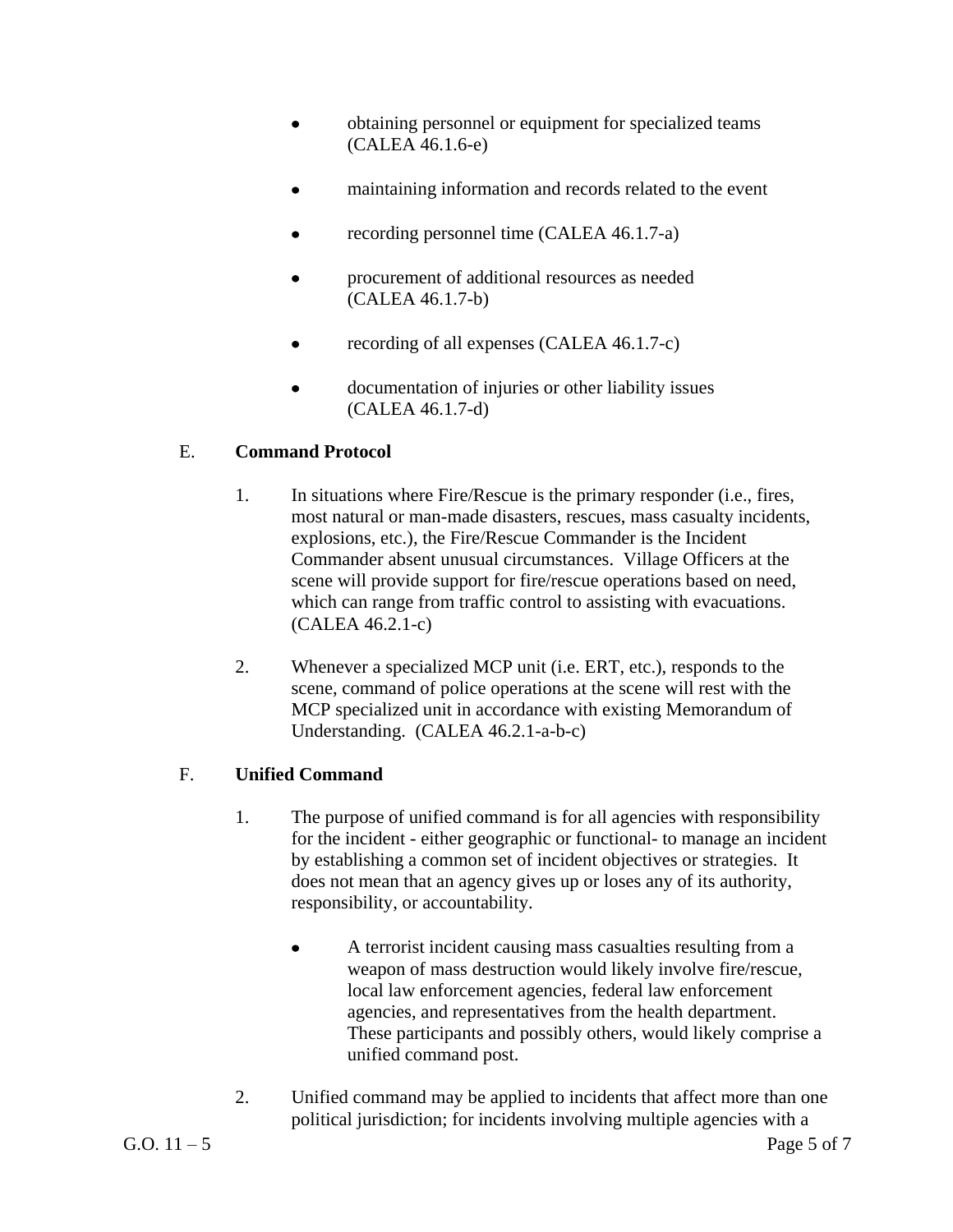- obtaining personnel or equipment for specialized teams (CALEA 46.1.6-e)

- maintaining information and records related to the event

- recording personnel time (CALEA 46.1.7-a)

- procurement of additional resources as needed (CALEA 46.1.7-b)

- recording of all expenses (CALEA 46.1.7-c)

- documentation of injuries or other liability issues (CALEA 46.1.7-d)

E. **Command Protocol**

1. In situations where Fire/Rescue is the primary responder (i.e., fires, most natural or man-made disasters, rescues, mass casualty incidents, explosions, etc.), the Fire/Rescue Commander is the Incident Commander absent unusual circumstances. Village Officers at the scene will provide support for fire/rescue operations based on need, which can range from traffic control to assisting with evacuations. (CALEA 46.2.1-c)

2. Whenever a specialized MCP unit (i.e. ERT, etc.), responds to the scene, command of police operations at the scene will rest with the MCP specialized unit in accordance with existing Memorandum of Understanding. (CALEA 46.2.1-a-b-c)

F. **Unified Command**

1. The purpose of unified command is for all agencies with responsibility for the incident - either geographic or functional- to manage an incident by establishing a common set of incident objectives or strategies. It does not mean that an agency gives up or loses any of its authority, responsibility, or accountability.

   - A terrorist incident causing mass casualties resulting from a weapon of mass destruction would likely involve fire/rescue, local law enforcement agencies, federal law enforcement agencies, and representatives from the health department. These participants and possibly others, would likely comprise a unified command post.

2. Unified command may be applied to incidents that affect more than one political jurisdiction; for incidents involving multiple agencies with a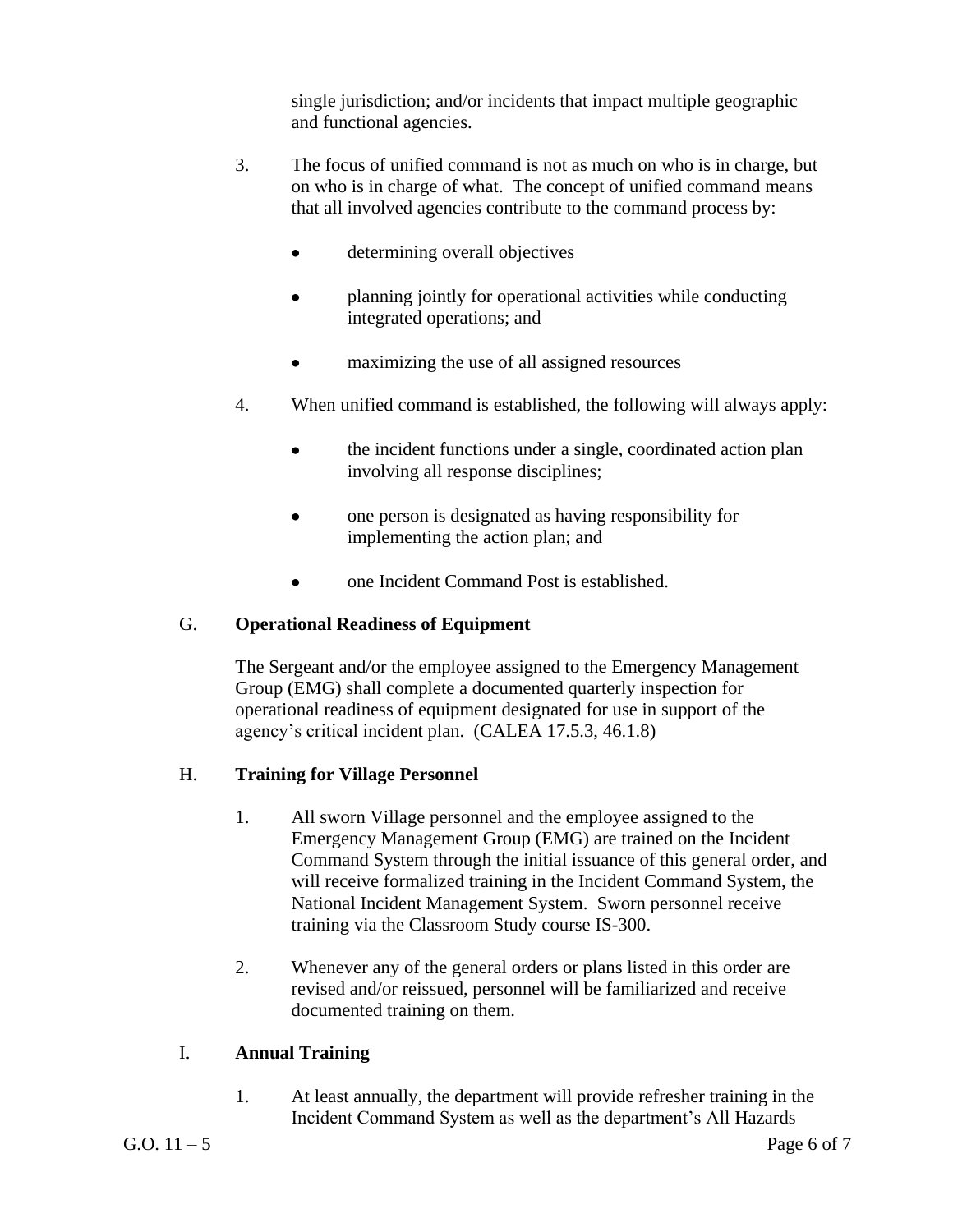single jurisdiction; and/or incidents that impact multiple geographic and functional agencies.

3. The focus of unified command is not as much on who is in charge, but on who is in charge of what. The concept of unified command means that all involved agencies contribute to the command process by:

   - determining overall objectives
   - planning jointly for operational activities while conducting integrated operations; and
   - maximizing the use of all assigned resources

4. When unified command is established, the following will always apply:

   - the incident functions under a single, coordinated action plan involving all response disciplines;
   - one person is designated as having responsibility for implementing the action plan; and
   - one Incident Command Post is established.

G. **Operational Readiness of Equipment**

The Sergeant and/or the employee assigned to the Emergency Management Group (EMG) shall complete a documented quarterly inspection for operational readiness of equipment designated for use in support of the agency's critical incident plan. (CALEA 17.5.3, 46.1.8)

H. **Training for Village Personnel**

1. All sworn Village personnel and the employee assigned to the Emergency Management Group (EMG) are trained on the Incident Command System through the initial issuance of this general order, and will receive formalized training in the Incident Command System, the National Incident Management System. Sworn personnel receive training via the Classroom Study course IS-300.

2. Whenever any of the general orders or plans listed in this order are revised and/or reissued, personnel will be familiarized and receive documented training on them.

I. **Annual Training**

1. At least annually, the department will provide refresher training in the Incident Command System as well as the department's All Hazards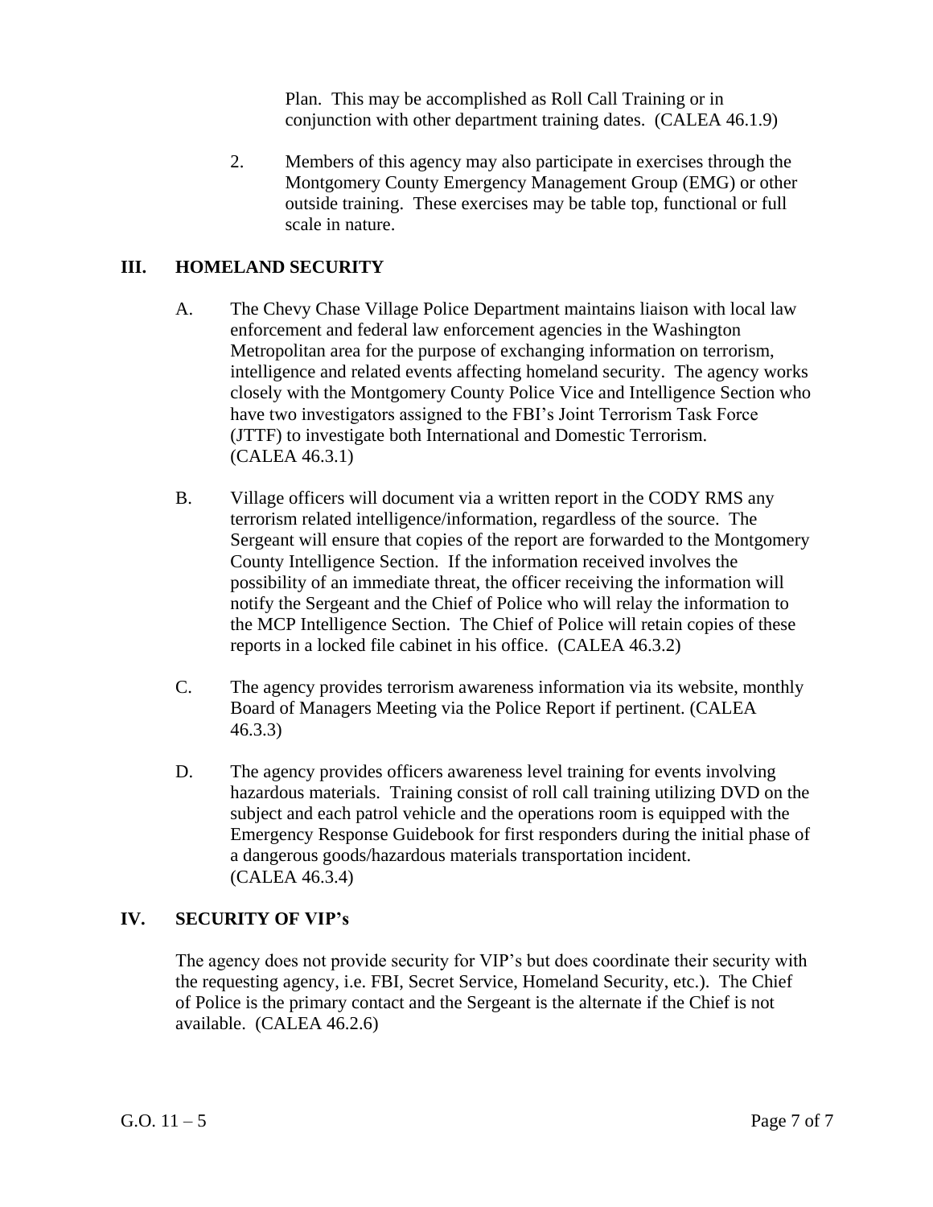Plan. This may be accomplished as Roll Call Training or in conjunction with other department training dates. (CALEA 46.1.9)

2. Members of this agency may also participate in exercises through the Montgomery County Emergency Management Group (EMG) or other outside training. These exercises may be table top, functional or full scale in nature.

## III. HOMELAND SECURITY

A. The Chevy Chase Village Police Department maintains liaison with local law enforcement and federal law enforcement agencies in the Washington Metropolitan area for the purpose of exchanging information on terrorism, intelligence and related events affecting homeland security. The agency works closely with the Montgomery County Police Vice and Intelligence Section who have two investigators assigned to the FBI's Joint Terrorism Task Force (JTTF) to investigate both International and Domestic Terrorism. (CALEA 46.3.1)

B. Village officers will document via a written report in the CODY RMS any terrorism related intelligence/information, regardless of the source. The Sergeant will ensure that copies of the report are forwarded to the Montgomery County Intelligence Section. If the information received involves the possibility of an immediate threat, the officer receiving the information will notify the Sergeant and the Chief of Police who will relay the information to the MCP Intelligence Section. The Chief of Police will retain copies of these reports in a locked file cabinet in his office. (CALEA 46.3.2)

C. The agency provides terrorism awareness information via its website, monthly Board of Managers Meeting via the Police Report if pertinent. (CALEA 46.3.3)

D. The agency provides officers awareness level training for events involving hazardous materials. Training consist of roll call training utilizing DVD on the subject and each patrol vehicle and the operations room is equipped with the Emergency Response Guidebook for first responders during the initial phase of a dangerous goods/hazardous materials transportation incident. (CALEA 46.3.4)

## IV. SECURITY OF VIP's

The agency does not provide security for VIP's but does coordinate their security with the requesting agency, i.e. FBI, Secret Service, Homeland Security, etc.). The Chief of Police is the primary contact and the Sergeant is the alternate if the Chief is not available. (CALEA 46.2.6)